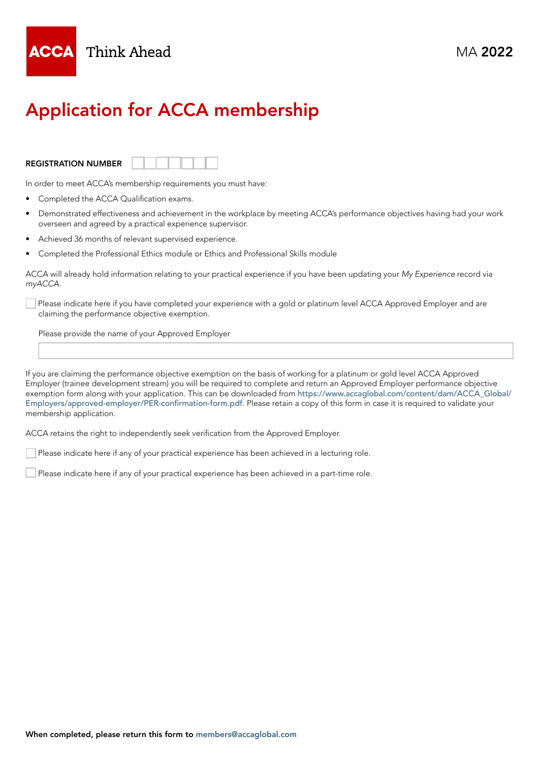ACCA Think Ahead

MA **2022**

# Application for ACCA membership

**REGISTRATION NUMBER** ☐☐☐☐☐☐☐

In order to meet ACCA's membership requirements you must have:

- Completed the ACCA Qualification exams.
- Demonstrated effectiveness and achievement in the workplace by meeting ACCA's performance objectives having had your work overseen and agreed by a practical experience supervisor.
- Achieved 36 months of relevant supervised experience.
- Completed the Professional Ethics module or Ethics and Professional Skills module

ACCA will already hold information relating to your practical experience if you have been updating your *My Experience* record via *myACCA*.

☐ Please indicate here if you have completed your experience with a gold or platinum level ACCA Approved Employer and are claiming the performance objective exemption.

Please provide the name of your Approved Employer

\_\_\_\_\_\_\_\_\_\_\_\_\_\_\_\_\_\_\_\_\_\_\_\_\_\_\_\_\_\_\_\_\_\_\_\_\_\_\_\_

If you are claiming the performance objective exemption on the basis of working for a platinum or gold level ACCA Approved Employer (trainee development stream) you will be required to complete and return an Approved Employer performance objective exemption form along with your application. This can be downloaded from https://www.accaglobal.com/content/dam/ACCA_Global/Employers/approved-employer/PER-confirmation-form.pdf. Please retain a copy of this form in case it is required to validate your membership application.

ACCA retains the right to independently seek verification from the Approved Employer.

☐ Please indicate here if any of your practical experience has been achieved in a lecturing role.

☐ Please indicate here if any of your practical experience has been achieved in a part-time role.

**When completed, please return this form to** members@accaglobal.com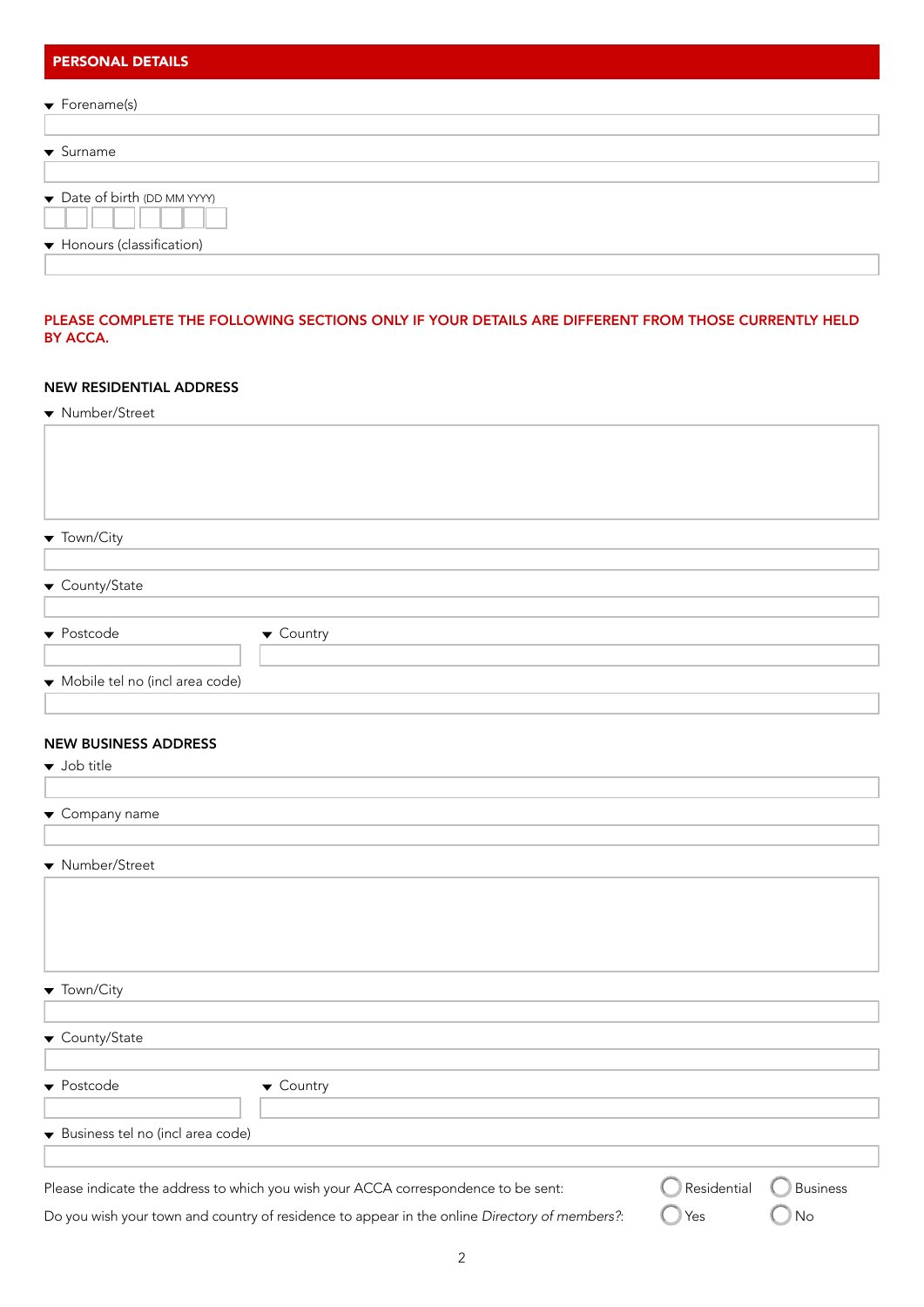## PERSONAL DETAILS

- Forename(s)
- Surname
- Date of birth (DD MM YYYY)
- Honours (classification)

**PLEASE COMPLETE THE FOLLOWING SECTIONS ONLY IF YOUR DETAILS ARE DIFFERENT FROM THOSE CURRENTLY HELD BY ACCA.**

### NEW RESIDENTIAL ADDRESS

- Number/Street
- Town/City
- County/State
- Postcode
- Country
- Mobile tel no (incl area code)

### NEW BUSINESS ADDRESS

- Job title
- Company name
- Number/Street
- Town/City
- County/State
- Postcode
- Country
- Business tel no (incl area code)

Please indicate the address to which you wish your ACCA correspondence to be sent: ○ Residential ○ Business

Do you wish your town and country of residence to appear in the online *Directory of members*?: ○ Yes ○ No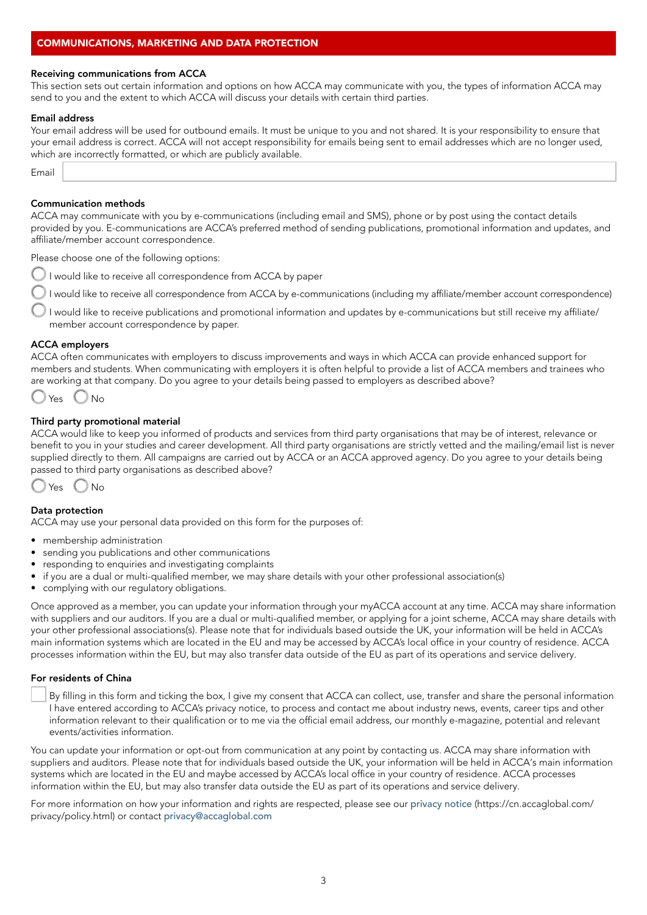## COMMUNICATIONS, MARKETING AND DATA PROTECTION

**Receiving communications from ACCA**

This section sets out certain information and options on how ACCA may communicate with you, the types of information ACCA may send to you and the extent to which ACCA will discuss your details with certain third parties.

**Email address**

Your email address will be used for outbound emails. It must be unique to you and not shared. It is your responsibility to ensure that your email address is correct. ACCA will not accept responsibility for emails being sent to email addresses which are no longer used, which are incorrectly formatted, or which are publicly available.

Email

**Communication methods**

ACCA may communicate with you by e-communications (including email and SMS), phone or by post using the contact details provided by you. E-communications are ACCA's preferred method of sending publications, promotional information and updates, and affiliate/member account correspondence.

Please choose one of the following options:

- ◯ I would like to receive all correspondence from ACCA by paper
- ◯ I would like to receive all correspondence from ACCA by e-communications (including my affiliate/member account correspondence)
- ◯ I would like to receive publications and promotional information and updates by e-communications but still receive my affiliate/member account correspondence by paper.

**ACCA employers**

ACCA often communicates with employers to discuss improvements and ways in which ACCA can provide enhanced support for members and students. When communicating with employers it is often helpful to provide a list of ACCA members and trainees who are working at that company. Do you agree to your details being passed to employers as described above?

◯ Yes ◯ No

**Third party promotional material**

ACCA would like to keep you informed of products and services from third party organisations that may be of interest, relevance or benefit to you in your studies and career development. All third party organisations are strictly vetted and the mailing/email list is never supplied directly to them. All campaigns are carried out by ACCA or an ACCA approved agency. Do you agree to your details being passed to third party organisations as described above?

◯ Yes ◯ No

**Data protection**

ACCA may use your personal data provided on this form for the purposes of:

- membership administration
- sending you publications and other communications
- responding to enquiries and investigating complaints
- if you are a dual or multi-qualified member, we may share details with your other professional association(s)
- complying with our regulatory obligations.

Once approved as a member, you can update your information through your myACCA account at any time. ACCA may share information with suppliers and our auditors. If you are a dual or multi-qualified member, or applying for a joint scheme, ACCA may share details with your other professional associations(s). Please note that for individuals based outside the UK, your information will be held in ACCA's main information systems which are located in the EU and may be accessed by ACCA's local office in your country of residence. ACCA processes information within the EU, but may also transfer data outside of the EU as part of its operations and service delivery.

**For residents of China**

☐ By filling in this form and ticking the box, I give my consent that ACCA can collect, use, transfer and share the personal information I have entered according to ACCA's privacy notice, to process and contact me about industry news, events, career tips and other information relevant to their qualification or to me via the official email address, our monthly e-magazine, potential and relevant events/activities information.

You can update your information or opt-out from communication at any point by contacting us. ACCA may share information with suppliers and auditors. Please note that for individuals based outside the UK, your information will be held in ACCA's main information systems which are located in the EU and maybe accessed by ACCA's local office in your country of residence. ACCA processes information within the EU, but may also transfer data outside the EU as part of its operations and service delivery.

For more information on how your information and rights are respected, please see our privacy notice (https://cn.accaglobal.com/privacy/policy.html) or contact privacy@accaglobal.com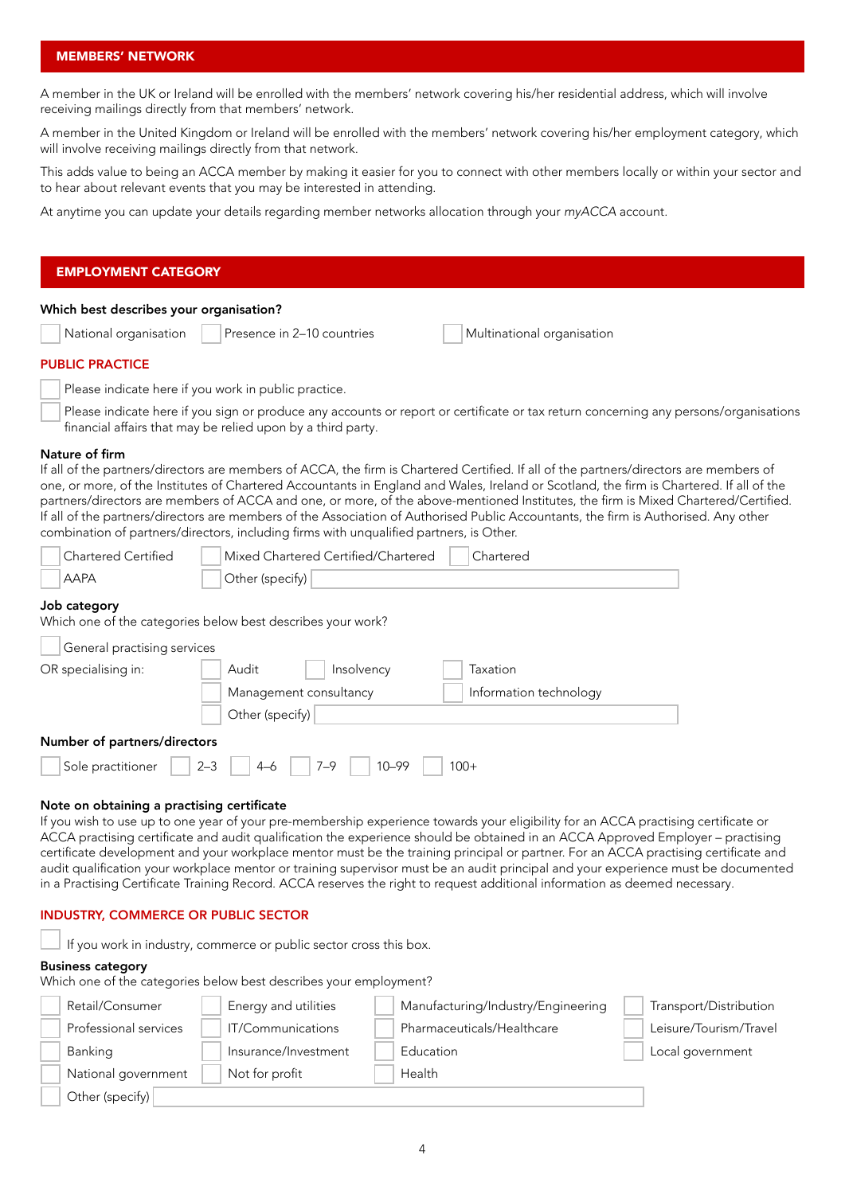## MEMBERS' NETWORK

A member in the UK or Ireland will be enrolled with the members' network covering his/her residential address, which will involve receiving mailings directly from that members' network.

A member in the United Kingdom or Ireland will be enrolled with the members' network covering his/her employment category, which will involve receiving mailings directly from that network.

This adds value to being an ACCA member by making it easier for you to connect with other members locally or within your sector and to hear about relevant events that you may be interested in attending.

At anytime you can update your details regarding member networks allocation through your *myACCA* account.

## EMPLOYMENT CATEGORY

**Which best describes your organisation?**

- ☐ National organisation
- ☐ Presence in 2–10 countries
- ☐ Multinational organisation

### PUBLIC PRACTICE

- ☐ Please indicate here if you work in public practice.
- ☐ Please indicate here if you sign or produce any accounts or report or certificate or tax return concerning any persons/organisations financial affairs that may be relied upon by a third party.

**Nature of firm**

If all of the partners/directors are members of ACCA, the firm is Chartered Certified. If all of the partners/directors are members of one, or more, of the Institutes of Chartered Accountants in England and Wales, Ireland or Scotland, the firm is Chartered. If all of the partners/directors are members of ACCA and one, or more, of the above-mentioned Institutes, the firm is Mixed Chartered/Certified. If all of the partners/directors are members of the Association of Authorised Public Accountants, the firm is Authorised. Any other combination of partners/directors, including firms with unqualified partners, is Other.

- ☐ Chartered Certified
- ☐ Mixed Chartered Certified/Chartered
- ☐ Chartered
- ☐ AAPA
- ☐ Other (specify) ______

**Job category**

Which one of the categories below best describes your work?

- ☐ General practising services

OR specialising in:

- ☐ Audit
- ☐ Insolvency
- ☐ Taxation
- ☐ Management consultancy
- ☐ Information technology
- ☐ Other (specify) ______

**Number of partners/directors**

- ☐ Sole practitioner
- ☐ 2–3
- ☐ 4–6
- ☐ 7–9
- ☐ 10–99
- ☐ 100+

**Note on obtaining a practising certificate**

If you wish to use up to one year of your pre-membership experience towards your eligibility for an ACCA practising certificate or ACCA practising certificate and audit qualification the experience should be obtained in an ACCA Approved Employer – practising certificate development and your workplace mentor must be the training principal or partner. For an ACCA practising certificate and audit qualification your workplace mentor or training supervisor must be an audit principal and your experience must be documented in a Practising Certificate Training Record. ACCA reserves the right to request additional information as deemed necessary.

### INDUSTRY, COMMERCE OR PUBLIC SECTOR

- ☐ If you work in industry, commerce or public sector cross this box.

**Business category**

Which one of the categories below best describes your employment?

- ☐ Retail/Consumer
- ☐ Energy and utilities
- ☐ Manufacturing/Industry/Engineering
- ☐ Transport/Distribution
- ☐ Professional services
- ☐ IT/Communications
- ☐ Pharmaceuticals/Healthcare
- ☐ Leisure/Tourism/Travel
- ☐ Banking
- ☐ Insurance/Investment
- ☐ Education
- ☐ Local government
- ☐ National government
- ☐ Not for profit
- ☐ Health
- ☐ Other (specify) ______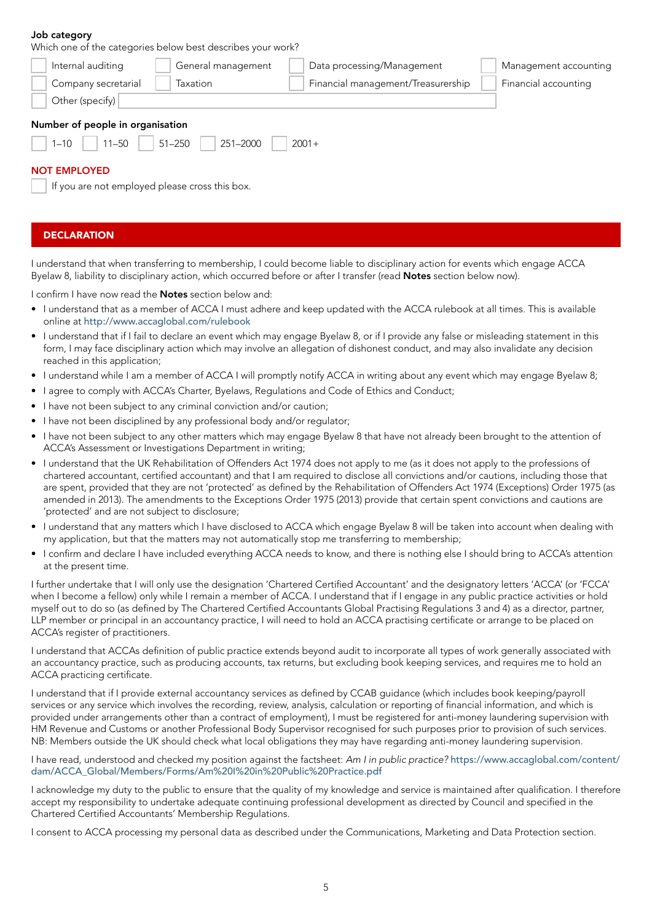**Job category**

Which one of the categories below best describes your work?

- ☐ Internal auditing
- ☐ General management
- ☐ Data processing/Management
- ☐ Management accounting
- ☐ Company secretarial
- ☐ Taxation
- ☐ Financial management/Treasurership
- ☐ Financial accounting
- ☐ Other (specify)

**Number of people in organisation**

☐ 1–10 ☐ 11–50 ☐ 51–250 ☐ 251–2000 ☐ 2001+

**NOT EMPLOYED**

☐ If you are not employed please cross this box.

## DECLARATION

I understand that when transferring to membership, I could become liable to disciplinary action for events which engage ACCA Byelaw 8, liability to disciplinary action, which occurred before or after I transfer (read **Notes** section below now).

I confirm I have now read the **Notes** section below and:

- I understand that as a member of ACCA I must adhere and keep updated with the ACCA rulebook at all times. This is available online at http://www.accaglobal.com/rulebook
- I understand that if I fail to declare an event which may engage Byelaw 8, or if I provide any false or misleading statement in this form, I may face disciplinary action which may involve an allegation of dishonest conduct, and may also invalidate any decision reached in this application;
- I understand while I am a member of ACCA I will promptly notify ACCA in writing about any event which may engage Byelaw 8;
- I agree to comply with ACCA's Charter, Byelaws, Regulations and Code of Ethics and Conduct;
- I have not been subject to any criminal conviction and/or caution;
- I have not been disciplined by any professional body and/or regulator;
- I have not been subject to any other matters which may engage Byelaw 8 that have not already been brought to the attention of ACCA's Assessment or Investigations Department in writing;
- I understand that the UK Rehabilitation of Offenders Act 1974 does not apply to me (as it does not apply to the professions of chartered accountant, certified accountant) and that I am required to disclose all convictions and/or cautions, including those that are spent, provided that they are not 'protected' as defined by the Rehabilitation of Offenders Act 1974 (Exceptions) Order 1975 (as amended in 2013). The amendments to the Exceptions Order 1975 (2013) provide that certain spent convictions and cautions are 'protected' and are not subject to disclosure;
- I understand that any matters which I have disclosed to ACCA which engage Byelaw 8 will be taken into account when dealing with my application, but that the matters may not automatically stop me transferring to membership;
- I confirm and declare I have included everything ACCA needs to know, and there is nothing else I should bring to ACCA's attention at the present time.

I further undertake that I will only use the designation 'Chartered Certified Accountant' and the designatory letters 'ACCA' (or 'FCCA' when I become a fellow) only while I remain a member of ACCA. I understand that if I engage in any public practice activities or hold myself out to do so (as defined by The Chartered Certified Accountants Global Practising Regulations 3 and 4) as a director, partner, LLP member or principal in an accountancy practice, I will need to hold an ACCA practising certificate or arrange to be placed on ACCA's register of practitioners.

I understand that ACCAs definition of public practice extends beyond audit to incorporate all types of work generally associated with an accountancy practice, such as producing accounts, tax returns, but excluding book keeping services, and requires me to hold an ACCA practicing certificate.

I understand that if I provide external accountancy services as defined by CCAB guidance (which includes book keeping/payroll services or any service which involves the recording, review, analysis, calculation or reporting of financial information, and which is provided under arrangements other than a contract of employment), I must be registered for anti-money laundering supervision with HM Revenue and Customs or another Professional Body Supervisor recognised for such purposes prior to provision of such services. NB: Members outside the UK should check what local obligations they may have regarding anti-money laundering supervision.

I have read, understood and checked my position against the factsheet: *Am I in public practice?* https://www.accaglobal.com/content/dam/ACCA_Global/Members/Forms/Am%20I%20in%20Public%20Practice.pdf

I acknowledge my duty to the public to ensure that the quality of my knowledge and service is maintained after qualification. I therefore accept my responsibility to undertake adequate continuing professional development as directed by Council and specified in the Chartered Certified Accountants' Membership Regulations.

I consent to ACCA processing my personal data as described under the Communications, Marketing and Data Protection section.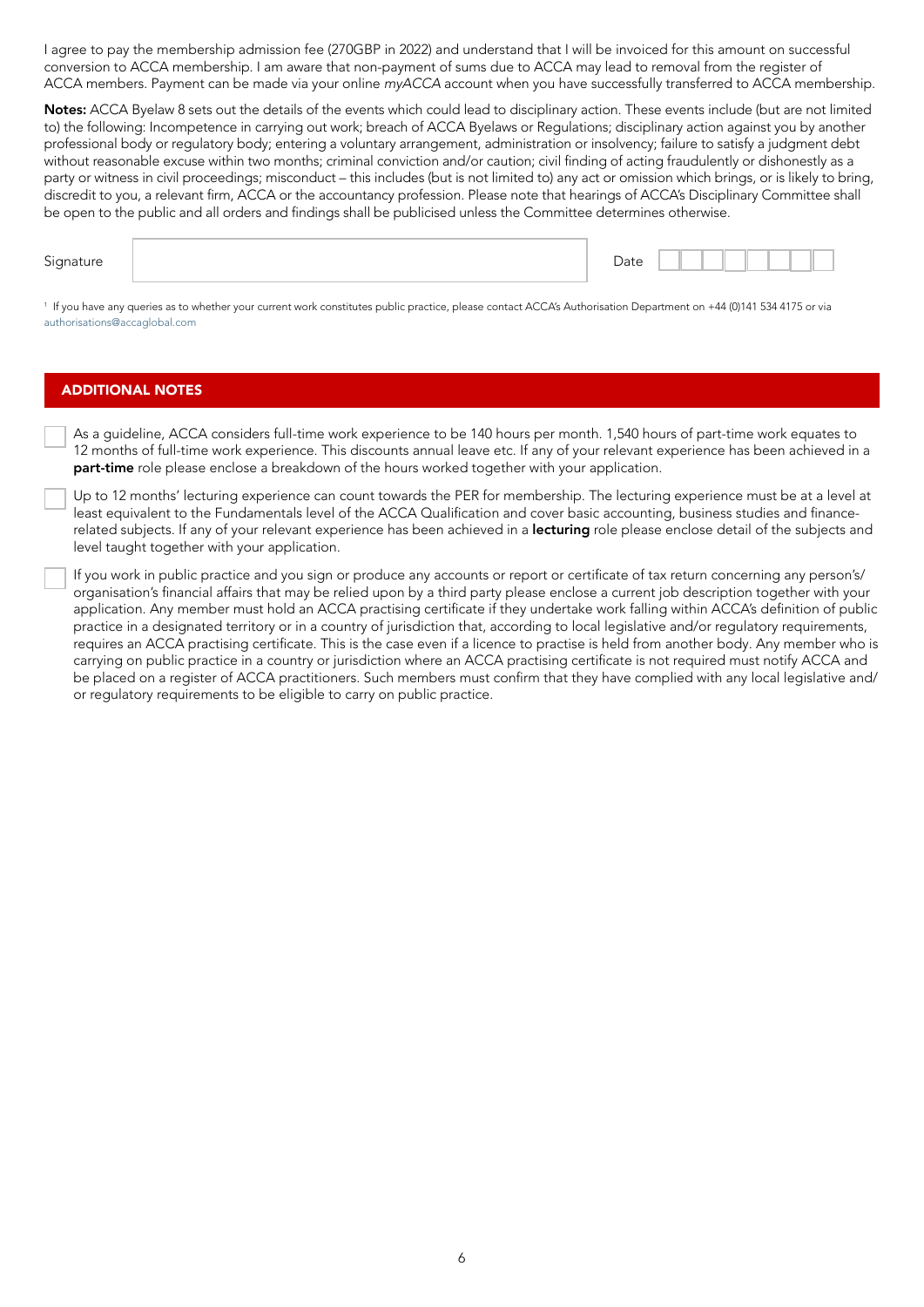I agree to pay the membership admission fee (270GBP in 2022) and understand that I will be invoiced for this amount on successful conversion to ACCA membership. I am aware that non-payment of sums due to ACCA may lead to removal from the register of ACCA members. Payment can be made via your online *myACCA* account when you have successfully transferred to ACCA membership.

**Notes:** ACCA Byelaw 8 sets out the details of the events which could lead to disciplinary action. These events include (but are not limited to) the following: Incompetence in carrying out work; breach of ACCA Byelaws or Regulations; disciplinary action against you by another professional body or regulatory body; entering a voluntary arrangement, administration or insolvency; failure to satisfy a judgment debt without reasonable excuse within two months; criminal conviction and/or caution; civil finding of acting fraudulently or dishonestly as a party or witness in civil proceedings; misconduct – this includes (but is not limited to) any act or omission which brings, or is likely to bring, discredit to you, a relevant firm, ACCA or the accountancy profession. Please note that hearings of ACCA's Disciplinary Committee shall be open to the public and all orders and findings shall be publicised unless the Committee determines otherwise.

Signature ______________________ Date ☐☐☐☐☐☐☐☐

[1] If you have any queries as to whether your current work constitutes public practice, please contact ACCA's Authorisation Department on +44 (0)141 534 4175 or via authorisations@accaglobal.com

## ADDITIONAL NOTES

☐ As a guideline, ACCA considers full-time work experience to be 140 hours per month. 1,540 hours of part-time work equates to 12 months of full-time work experience. This discounts annual leave etc. If any of your relevant experience has been achieved in a **part-time** role please enclose a breakdown of the hours worked together with your application.

☐ Up to 12 months' lecturing experience can count towards the PER for membership. The lecturing experience must be at a level at least equivalent to the Fundamentals level of the ACCA Qualification and cover basic accounting, business studies and finance-related subjects. If any of your relevant experience has been achieved in a **lecturing** role please enclose detail of the subjects and level taught together with your application.

☐ If you work in public practice and you sign or produce any accounts or report or certificate of tax return concerning any person's/organisation's financial affairs that may be relied upon by a third party please enclose a current job description together with your application. Any member must hold an ACCA practising certificate if they undertake work falling within ACCA's definition of public practice in a designated territory or in a country of jurisdiction that, according to local legislative and/or regulatory requirements, requires an ACCA practising certificate. This is the case even if a licence to practise is held from another body. Any member who is carrying on public practice in a country or jurisdiction where an ACCA practising certificate is not required must notify ACCA and be placed on a register of ACCA practitioners. Such members must confirm that they have complied with any local legislative and/or regulatory requirements to be eligible to carry on public practice.